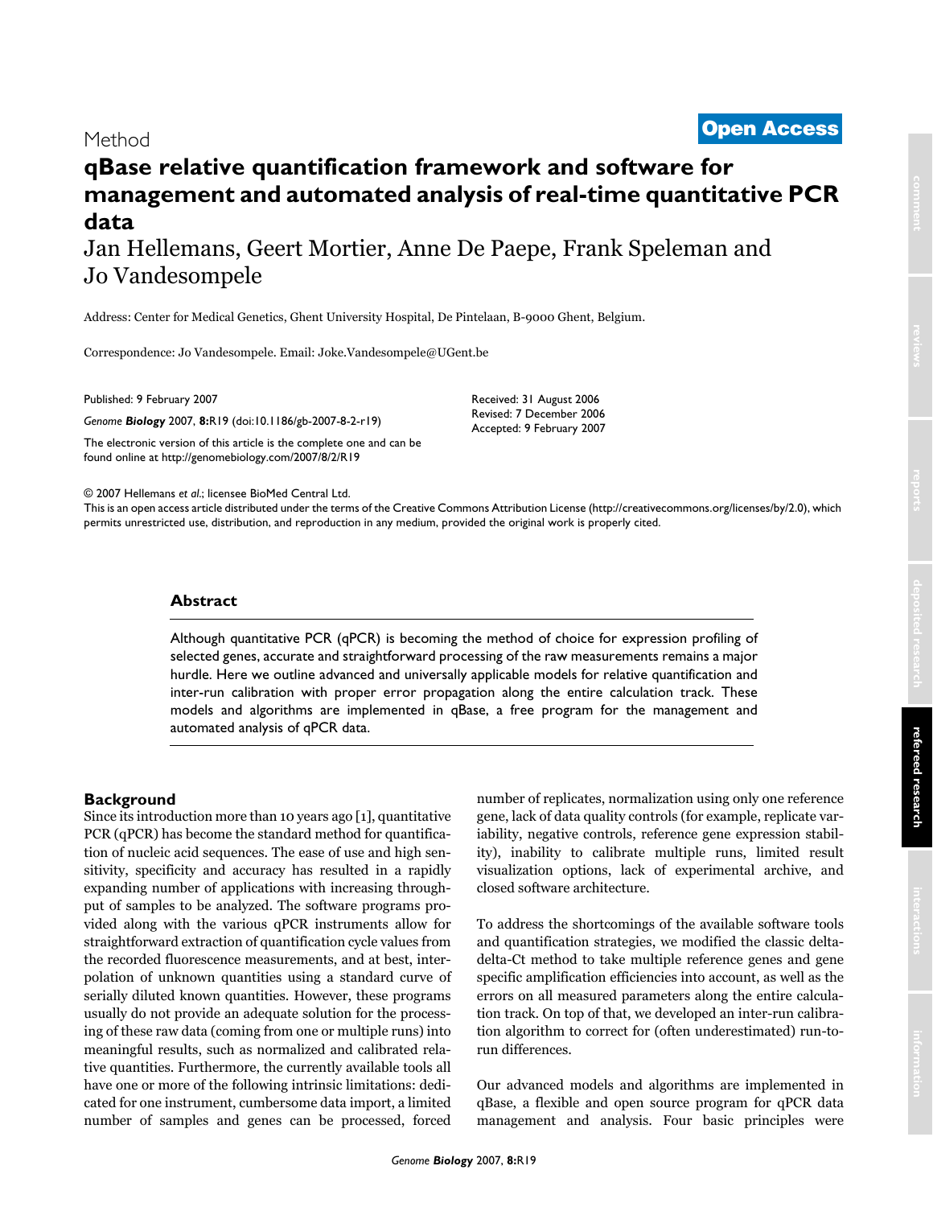Method

**Open Access**

# qBase relative quantification framework and software for management and automated analysis of real-time quantitative PCR data

Jan Hellemans, Geert Mortier, Anne De Paepe, Frank Speleman and Jo Vandesompele

Address: Center for Medical Genetics, Ghent University Hospital, De Pintelaan, B-9000 Ghent, Belgium.

Correspondence: Jo Vandesompele. Email: Joke.Vandesompele@UGent.be

Published: 9 February 2007

*Genome* ***Biology*** 2007, **8:**R19 (doi:10.1186/gb-2007-8-2-r19)

The electronic version of this article is the complete one and can be found online at http://genomebiology.com/2007/8/2/R19

Received: 31 August 2006
Revised: 7 December 2006
Accepted: 9 February 2007

© 2007 Hellemans *et al.*; licensee BioMed Central Ltd.
This is an open access article distributed under the terms of the Creative Commons Attribution License (http://creativecommons.org/licenses/by/2.0), which permits unrestricted use, distribution, and reproduction in any medium, provided the original work is properly cited.

## Abstract

Although quantitative PCR (qPCR) is becoming the method of choice for expression profiling of selected genes, accurate and straightforward processing of the raw measurements remains a major hurdle. Here we outline advanced and universally applicable models for relative quantification and inter-run calibration with proper error propagation along the entire calculation track. These models and algorithms are implemented in qBase, a free program for the management and automated analysis of qPCR data.

## Background

Since its introduction more than 10 years ago [1], quantitative PCR (qPCR) has become the standard method for quantification of nucleic acid sequences. The ease of use and high sensitivity, specificity and accuracy has resulted in a rapidly expanding number of applications with increasing throughput of samples to be analyzed. The software programs provided along with the various qPCR instruments allow for straightforward extraction of quantification cycle values from the recorded fluorescence measurements, and at best, interpolation of unknown quantities using a standard curve of serially diluted known quantities. However, these programs usually do not provide an adequate solution for the processing of these raw data (coming from one or multiple runs) into meaningful results, such as normalized and calibrated relative quantities. Furthermore, the currently available tools all have one or more of the following intrinsic limitations: dedicated for one instrument, cumbersome data import, a limited number of samples and genes can be processed, forced number of replicates, normalization using only one reference gene, lack of data quality controls (for example, replicate variability, negative controls, reference gene expression stability), inability to calibrate multiple runs, limited result visualization options, lack of experimental archive, and closed software architecture.

To address the shortcomings of the available software tools and quantification strategies, we modified the classic delta-delta-Ct method to take multiple reference genes and gene specific amplification efficiencies into account, as well as the errors on all measured parameters along the entire calculation track. On top of that, we developed an inter-run calibration algorithm to correct for (often underestimated) run-to-run differences.

Our advanced models and algorithms are implemented in qBase, a flexible and open source program for qPCR data management and analysis. Four basic principles were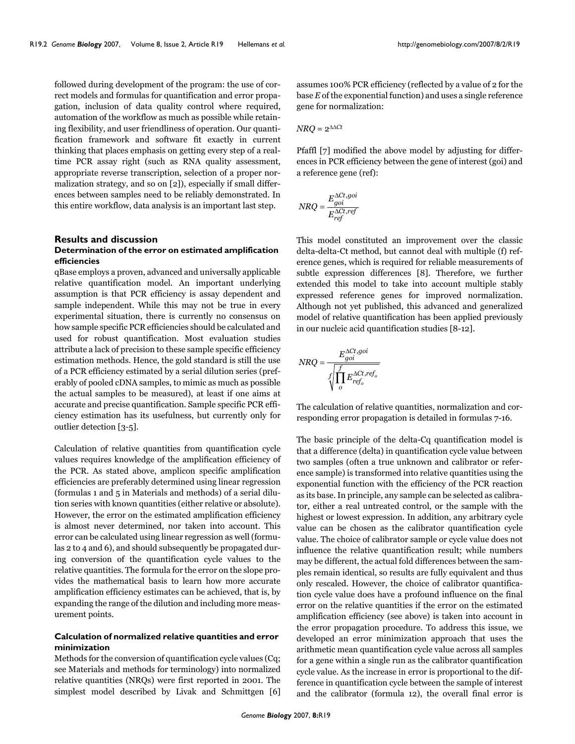followed during development of the program: the use of correct models and formulas for quantification and error propagation, inclusion of data quality control where required, automation of the workflow as much as possible while retaining flexibility, and user friendliness of operation. Our quantification framework and software fit exactly in current thinking that places emphasis on getting every step of a real-time PCR assay right (such as RNA quality assessment, appropriate reverse transcription, selection of a proper normalization strategy, and so on [2]), especially if small differences between samples need to be reliably demonstrated. In this entire workflow, data analysis is an important last step.

## Results and discussion

### Determination of the error on estimated amplification efficiencies

qBase employs a proven, advanced and universally applicable relative quantification model. An important underlying assumption is that PCR efficiency is assay dependent and sample independent. While this may not be true in every experimental situation, there is currently no consensus on how sample specific PCR efficiencies should be calculated and used for robust quantification. Most evaluation studies attribute a lack of precision to these sample specific efficiency estimation methods. Hence, the gold standard is still the use of a PCR efficiency estimated by a serial dilution series (preferably of pooled cDNA samples, to mimic as much as possible the actual samples to be measured), at least if one aims at accurate and precise quantification. Sample specific PCR efficiency estimation has its usefulness, but currently only for outlier detection [3-5].

Calculation of relative quantities from quantification cycle values requires knowledge of the amplification efficiency of the PCR. As stated above, amplicon specific amplification efficiencies are preferably determined using linear regression (formulas 1 and 5 in Materials and methods) of a serial dilution series with known quantities (either relative or absolute). However, the error on the estimated amplification efficiency is almost never determined, nor taken into account. This error can be calculated using linear regression as well (formulas 2 to 4 and 6), and should subsequently be propagated during conversion of the quantification cycle values to the relative quantities. The formula for the error on the slope provides the mathematical basis to learn how more accurate amplification efficiency estimates can be achieved, that is, by expanding the range of the dilution and including more measurement points.

### Calculation of normalized relative quantities and error minimization

Methods for the conversion of quantification cycle values (Cq; see Materials and methods for terminology) into normalized relative quantities (NRQs) were first reported in 2001. The simplest model described by Livak and Schmittgen [6] assumes 100% PCR efficiency (reflected by a value of 2 for the base $E$ of the exponential function) and uses a single reference gene for normalization:

$$NRQ = 2^{\Delta\Delta Ct}$$

Pfaffl [7] modified the above model by adjusting for differences in PCR efficiency between the gene of interest (goi) and a reference gene (ref):

$$NRQ = \frac{E_{goi}^{\Delta Ct,goi}}{E_{ref}^{\Delta Ct,ref}}$$

This model constituted an improvement over the classic delta-delta-Ct method, but cannot deal with multiple (f) reference genes, which is required for reliable measurements of subtle expression differences [8]. Therefore, we further extended this model to take into account multiple stably expressed reference genes for improved normalization. Although not yet published, this advanced and generalized model of relative quantification has been applied previously in our nucleic acid quantification studies [8-12].

$$NRQ = \frac{E_{goi}^{\Delta Ct,goi}}{\sqrt[f]{\prod_{o}^{f} E_{ref_o}^{\Delta Ct,ref_o}}}$$

The calculation of relative quantities, normalization and corresponding error propagation is detailed in formulas 7-16.

The basic principle of the delta-Cq quantification model is that a difference (delta) in quantification cycle value between two samples (often a true unknown and calibrator or reference sample) is transformed into relative quantities using the exponential function with the efficiency of the PCR reaction as its base. In principle, any sample can be selected as calibrator, either a real untreated control, or the sample with the highest or lowest expression. In addition, any arbitrary cycle value can be chosen as the calibrator quantification cycle value. The choice of calibrator sample or cycle value does not influence the relative quantification result; while numbers may be different, the actual fold differences between the samples remain identical, so results are fully equivalent and thus only rescaled. However, the choice of calibrator quantification cycle value does have a profound influence on the final error on the relative quantities if the error on the estimated amplification efficiency (see above) is taken into account in the error propagation procedure. To address this issue, we developed an error minimization approach that uses the arithmetic mean quantification cycle value across all samples for a gene within a single run as the calibrator quantification cycle value. As the increase in error is proportional to the difference in quantification cycle between the sample of interest and the calibrator (formula 12), the overall final error is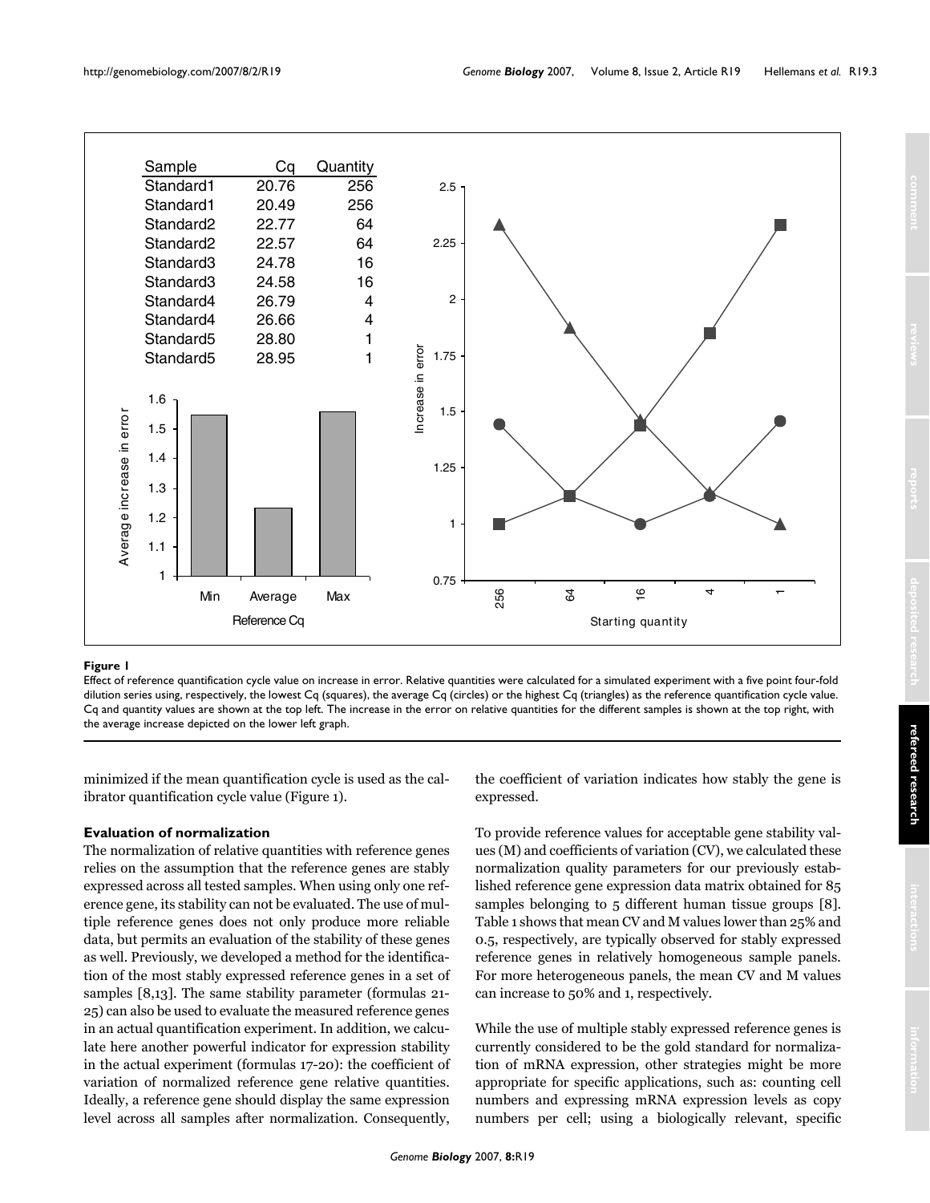| Sample | Cq | Quantity |
|---|---|---|
| Standard1 | 20.76 | 256 |
| Standard1 | 20.49 | 256 |
| Standard2 | 22.77 | 64 |
| Standard2 | 22.57 | 64 |
| Standard3 | 24.78 | 16 |
| Standard3 | 24.58 | 16 |
| Standard4 | 26.79 | 4 |
| Standard4 | 26.66 | 4 |
| Standard5 | 28.80 | 1 |
| Standard5 | 28.95 | 1 |

**Figure 1**

Effect of reference quantification cycle value on increase in error. Relative quantities were calculated for a simulated experiment with a five point four-fold dilution series using, respectively, the lowest Cq (squares), the average Cq (circles) or the highest Cq (triangles) as the reference quantification cycle value. Cq and quantity values are shown at the top left. The increase in the error on relative quantities for the different samples is shown at the top right, with the average increase depicted on the lower left graph.

minimized if the mean quantification cycle is used as the calibrator quantification cycle value (Figure 1).

### Evaluation of normalization

The normalization of relative quantities with reference genes relies on the assumption that the reference genes are stably expressed across all tested samples. When using only one reference gene, its stability can not be evaluated. The use of multiple reference genes does not only produce more reliable data, but permits an evaluation of the stability of these genes as well. Previously, we developed a method for the identification of the most stably expressed reference genes in a set of samples [8,13]. The same stability parameter (formulas 21-25) can also be used to evaluate the measured reference genes in an actual quantification experiment. In addition, we calculate here another powerful indicator for expression stability in the actual experiment (formulas 17-20): the coefficient of variation of normalized reference gene relative quantities. Ideally, a reference gene should display the same expression level across all samples after normalization. Consequently, the coefficient of variation indicates how stably the gene is expressed.

To provide reference values for acceptable gene stability values (M) and coefficients of variation (CV), we calculated these normalization quality parameters for our previously established reference gene expression data matrix obtained for 85 samples belonging to 5 different human tissue groups [8]. Table 1 shows that mean CV and M values lower than 25% and 0.5, respectively, are typically observed for stably expressed reference genes in relatively homogeneous sample panels. For more heterogeneous panels, the mean CV and M values can increase to 50% and 1, respectively.

While the use of multiple stably expressed reference genes is currently considered to be the gold standard for normalization of mRNA expression, other strategies might be more appropriate for specific applications, such as: counting cell numbers and expressing mRNA expression levels as copy numbers per cell; using a biologically relevant, specific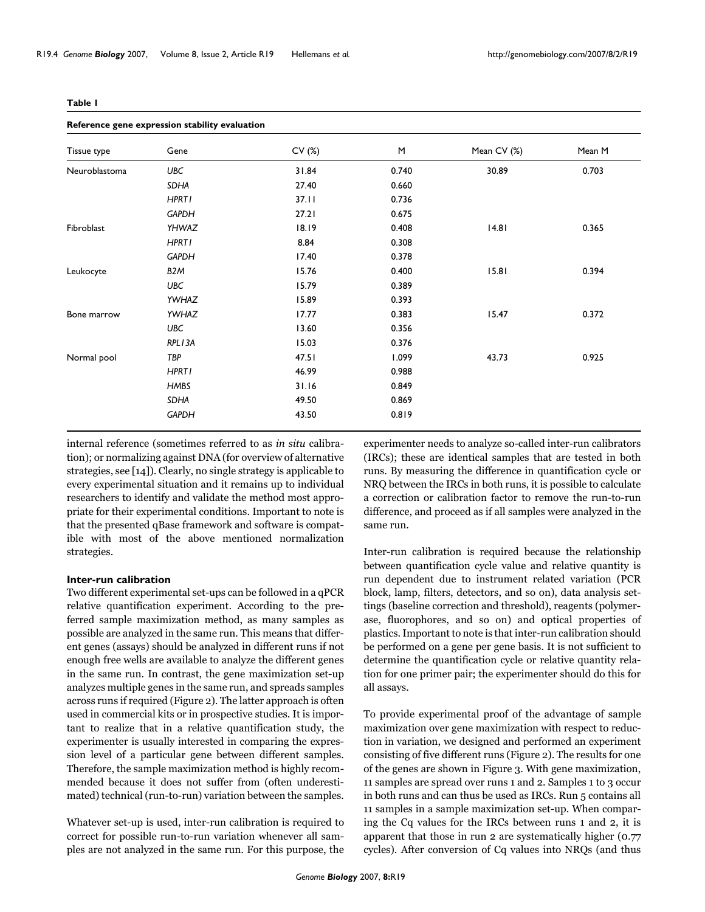**Table 1**

**Reference gene expression stability evaluation**

| Tissue type | Gene | CV (%) | M | Mean CV (%) | Mean M |
|---|---|---|---|---|---|
| Neuroblastoma | *UBC* | 31.84 | 0.740 | 30.89 | 0.703 |
| | *SDHA* | 27.40 | 0.660 | | |
| | *HPRT1* | 37.11 | 0.736 | | |
| | *GAPDH* | 27.21 | 0.675 | | |
| Fibroblast | *YHWAZ* | 18.19 | 0.408 | 14.81 | 0.365 |
| | *HPRT1* | 8.84 | 0.308 | | |
| | *GAPDH* | 17.40 | 0.378 | | |
| Leukocyte | *B2M* | 15.76 | 0.400 | 15.81 | 0.394 |
| | *UBC* | 15.79 | 0.389 | | |
| | *YWHAZ* | 15.89 | 0.393 | | |
| Bone marrow | *YWHAZ* | 17.77 | 0.383 | 15.47 | 0.372 |
| | *UBC* | 13.60 | 0.356 | | |
| | *RPL13A* | 15.03 | 0.376 | | |
| Normal pool | *TBP* | 47.51 | 1.099 | 43.73 | 0.925 |
| | *HPRT1* | 46.99 | 0.988 | | |
| | *HMBS* | 31.16 | 0.849 | | |
| | *SDHA* | 49.50 | 0.869 | | |
| | *GAPDH* | 43.50 | 0.819 | | |

internal reference (sometimes referred to as *in situ* calibration); or normalizing against DNA (for overview of alternative strategies, see [14]). Clearly, no single strategy is applicable to every experimental situation and it remains up to individual researchers to identify and validate the method most appropriate for their experimental conditions. Important to note is that the presented qBase framework and software is compatible with most of the above mentioned normalization strategies.

### Inter-run calibration

Two different experimental set-ups can be followed in a qPCR relative quantification experiment. According to the preferred sample maximization method, as many samples as possible are analyzed in the same run. This means that different genes (assays) should be analyzed in different runs if not enough free wells are available to analyze the different genes in the same run. In contrast, the gene maximization set-up analyzes multiple genes in the same run, and spreads samples across runs if required (Figure 2). The latter approach is often used in commercial kits or in prospective studies. It is important to realize that in a relative quantification study, the experimenter is usually interested in comparing the expression level of a particular gene between different samples. Therefore, the sample maximization method is highly recommended because it does not suffer from (often underestimated) technical (run-to-run) variation between the samples.

Whatever set-up is used, inter-run calibration is required to correct for possible run-to-run variation whenever all samples are not analyzed in the same run. For this purpose, the experimenter needs to analyze so-called inter-run calibrators (IRCs); these are identical samples that are tested in both runs. By measuring the difference in quantification cycle or NRQ between the IRCs in both runs, it is possible to calculate a correction or calibration factor to remove the run-to-run difference, and proceed as if all samples were analyzed in the same run.

Inter-run calibration is required because the relationship between quantification cycle value and relative quantity is run dependent due to instrument related variation (PCR block, lamp, filters, detectors, and so on), data analysis settings (baseline correction and threshold), reagents (polymerase, fluorophores, and so on) and optical properties of plastics. Important to note is that inter-run calibration should be performed on a gene per gene basis. It is not sufficient to determine the quantification cycle or relative quantity relation for one primer pair; the experimenter should do this for all assays.

To provide experimental proof of the advantage of sample maximization over gene maximization with respect to reduction in variation, we designed and performed an experiment consisting of five different runs (Figure 2). The results for one of the genes are shown in Figure 3. With gene maximization, 11 samples are spread over runs 1 and 2. Samples 1 to 3 occur in both runs and can thus be used as IRCs. Run 5 contains all 11 samples in a sample maximization set-up. When comparing the Cq values for the IRCs between runs 1 and 2, it is apparent that those in run 2 are systematically higher (0.77 cycles). After conversion of Cq values into NRQs (and thus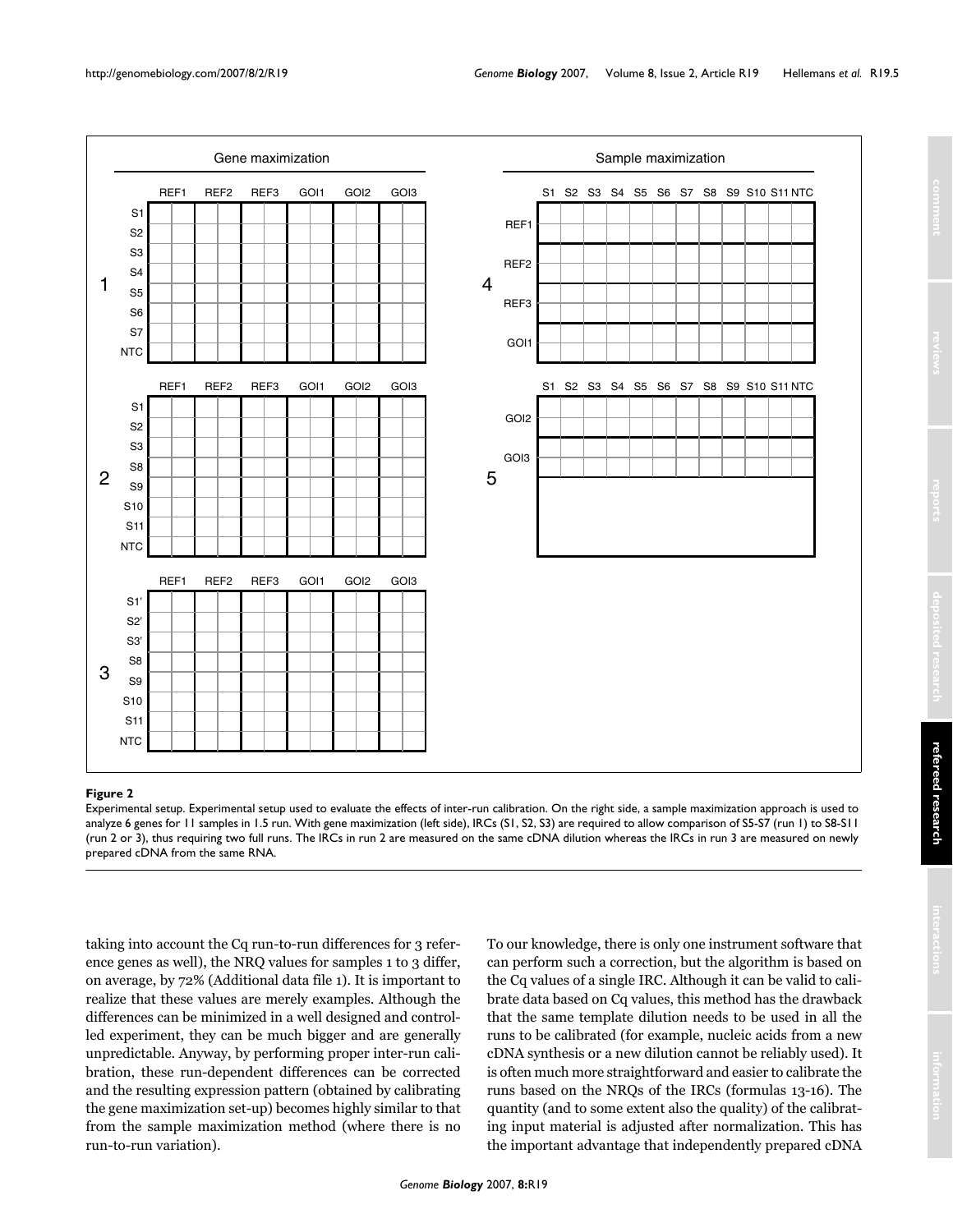**Figure 2**

Experimental setup. Experimental setup used to evaluate the effects of inter-run calibration. On the right side, a sample maximization approach is used to analyze 6 genes for 11 samples in 1.5 run. With gene maximization (left side), IRCs (S1, S2, S3) are required to allow comparison of S5-S7 (run 1) to S8-S11 (run 2 or 3), thus requiring two full runs. The IRCs in run 2 are measured on the same cDNA dilution whereas the IRCs in run 3 are measured on newly prepared cDNA from the same RNA.

taking into account the Cq run-to-run differences for 3 reference genes as well), the NRQ values for samples 1 to 3 differ, on average, by 72% (Additional data file 1). It is important to realize that these values are merely examples. Although the differences can be minimized in a well designed and controlled experiment, they can be much bigger and are generally unpredictable. Anyway, by performing proper inter-run calibration, these run-dependent differences can be corrected and the resulting expression pattern (obtained by calibrating the gene maximization set-up) becomes highly similar to that from the sample maximization method (where there is no run-to-run variation).

To our knowledge, there is only one instrument software that can perform such a correction, but the algorithm is based on the Cq values of a single IRC. Although it can be valid to calibrate data based on Cq values, this method has the drawback that the same template dilution needs to be used in all the runs to be calibrated (for example, nucleic acids from a new cDNA synthesis or a new dilution cannot be reliably used). It is often much more straightforward and easier to calibrate the runs based on the NRQs of the IRCs (formulas 13-16). The quantity (and to some extent also the quality) of the calibrating input material is adjusted after normalization. This has the important advantage that independently prepared cDNA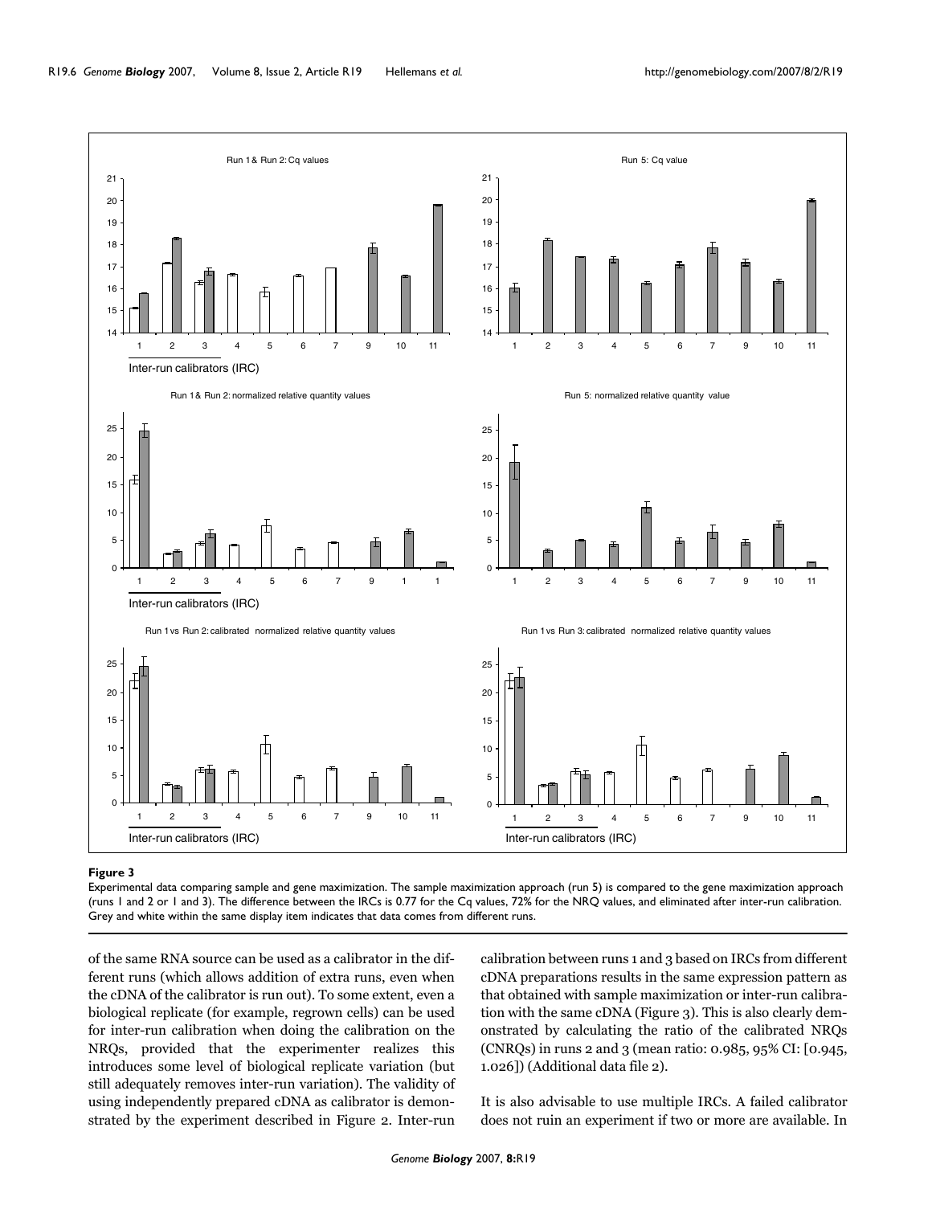**Figure 3**

Experimental data comparing sample and gene maximization. The sample maximization approach (run 5) is compared to the gene maximization approach (runs 1 and 2 or 1 and 3). The difference between the IRCs is 0.77 for the Cq values, 72% for the NRQ values, and eliminated after inter-run calibration. Grey and white within the same display item indicates that data comes from different runs.

of the same RNA source can be used as a calibrator in the different runs (which allows addition of extra runs, even when the cDNA of the calibrator is run out). To some extent, even a biological replicate (for example, regrown cells) can be used for inter-run calibration when doing the calibration on the NRQs, provided that the experimenter realizes this introduces some level of biological replicate variation (but still adequately removes inter-run variation). The validity of using independently prepared cDNA as calibrator is demonstrated by the experiment described in Figure 2. Inter-run calibration between runs 1 and 3 based on IRCs from different cDNA preparations results in the same expression pattern as that obtained with sample maximization or inter-run calibration with the same cDNA (Figure 3). This is also clearly demonstrated by calculating the ratio of the calibrated NRQs (CNRQs) in runs 2 and 3 (mean ratio: 0.985, 95% CI: [0.945, 1.026]) (Additional data file 2).

It is also advisable to use multiple IRCs. A failed calibrator does not ruin an experiment if two or more are available. In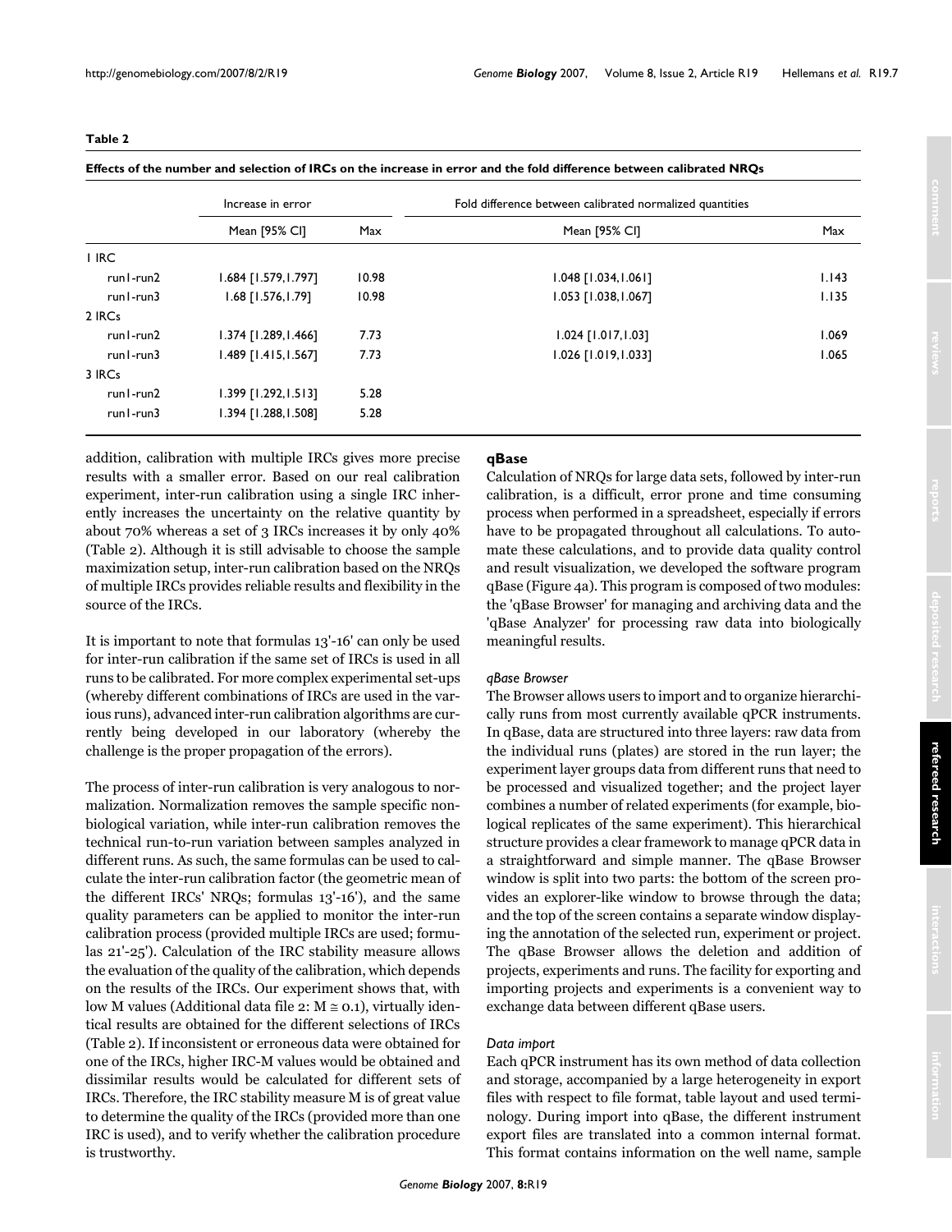**Table 2**

**Effects of the number and selection of IRCs on the increase in error and the fold difference between calibrated NRQs**

| | Increase in error | | Fold difference between calibrated normalized quantities | |
|---|---|---|---|---|
| | Mean [95% CI] | Max | Mean [95% CI] | Max |
| 1 IRC | | | | |
| run1-run2 | 1.684 [1.579,1.797] | 10.98 | 1.048 [1.034,1.061] | 1.143 |
| run1-run3 | 1.68 [1.576,1.79] | 10.98 | 1.053 [1.038,1.067] | 1.135 |
| 2 IRCs | | | | |
| run1-run2 | 1.374 [1.289,1.466] | 7.73 | 1.024 [1.017,1.03] | 1.069 |
| run1-run3 | 1.489 [1.415,1.567] | 7.73 | 1.026 [1.019,1.033] | 1.065 |
| 3 IRCs | | | | |
| run1-run2 | 1.399 [1.292,1.513] | 5.28 | | |
| run1-run3 | 1.394 [1.288,1.508] | 5.28 | | |

addition, calibration with multiple IRCs gives more precise results with a smaller error. Based on our real calibration experiment, inter-run calibration using a single IRC inherently increases the uncertainty on the relative quantity by about 70% whereas a set of 3 IRCs increases it by only 40% (Table 2). Although it is still advisable to choose the sample maximization setup, inter-run calibration based on the NRQs of multiple IRCs provides reliable results and flexibility in the source of the IRCs.

It is important to note that formulas 13'-16' can only be used for inter-run calibration if the same set of IRCs is used in all runs to be calibrated. For more complex experimental set-ups (whereby different combinations of IRCs are used in the various runs), advanced inter-run calibration algorithms are currently being developed in our laboratory (whereby the challenge is the proper propagation of the errors).

The process of inter-run calibration is very analogous to normalization. Normalization removes the sample specific non-biological variation, while inter-run calibration removes the technical run-to-run variation between samples analyzed in different runs. As such, the same formulas can be used to calculate the inter-run calibration factor (the geometric mean of the different IRCs' NRQs; formulas 13'-16'), and the same quality parameters can be applied to monitor the inter-run calibration process (provided multiple IRCs are used; formulas 21'-25'). Calculation of the IRC stability measure allows the evaluation of the quality of the calibration, which depends on the results of the IRCs. Our experiment shows that, with low M values (Additional data file 2: $M \cong 0.1$), virtually identical results are obtained for the different selections of IRCs (Table 2). If inconsistent or erroneous data were obtained for one of the IRCs, higher IRC-M values would be obtained and dissimilar results would be calculated for different sets of IRCs. Therefore, the IRC stability measure M is of great value to determine the quality of the IRCs (provided more than one IRC is used), and to verify whether the calibration procedure is trustworthy.

## qBase

Calculation of NRQs for large data sets, followed by inter-run calibration, is a difficult, error prone and time consuming process when performed in a spreadsheet, especially if errors have to be propagated throughout all calculations. To automate these calculations, and to provide data quality control and result visualization, we developed the software program qBase (Figure 4a). This program is composed of two modules: the 'qBase Browser' for managing and archiving data and the 'qBase Analyzer' for processing raw data into biologically meaningful results.

### *qBase Browser*

The Browser allows users to import and to organize hierarchically runs from most currently available qPCR instruments. In qBase, data are structured into three layers: raw data from the individual runs (plates) are stored in the run layer; the experiment layer groups data from different runs that need to be processed and visualized together; and the project layer combines a number of related experiments (for example, biological replicates of the same experiment). This hierarchical structure provides a clear framework to manage qPCR data in a straightforward and simple manner. The qBase Browser window is split into two parts: the bottom of the screen provides an explorer-like window to browse through the data; and the top of the screen contains a separate window displaying the annotation of the selected run, experiment or project. The qBase Browser allows the deletion and addition of projects, experiments and runs. The facility for exporting and importing projects and experiments is a convenient way to exchange data between different qBase users.

### *Data import*

Each qPCR instrument has its own method of data collection and storage, accompanied by a large heterogeneity in export files with respect to file format, table layout and used terminology. During import into qBase, the different instrument export files are translated into a common internal format. This format contains information on the well name, sample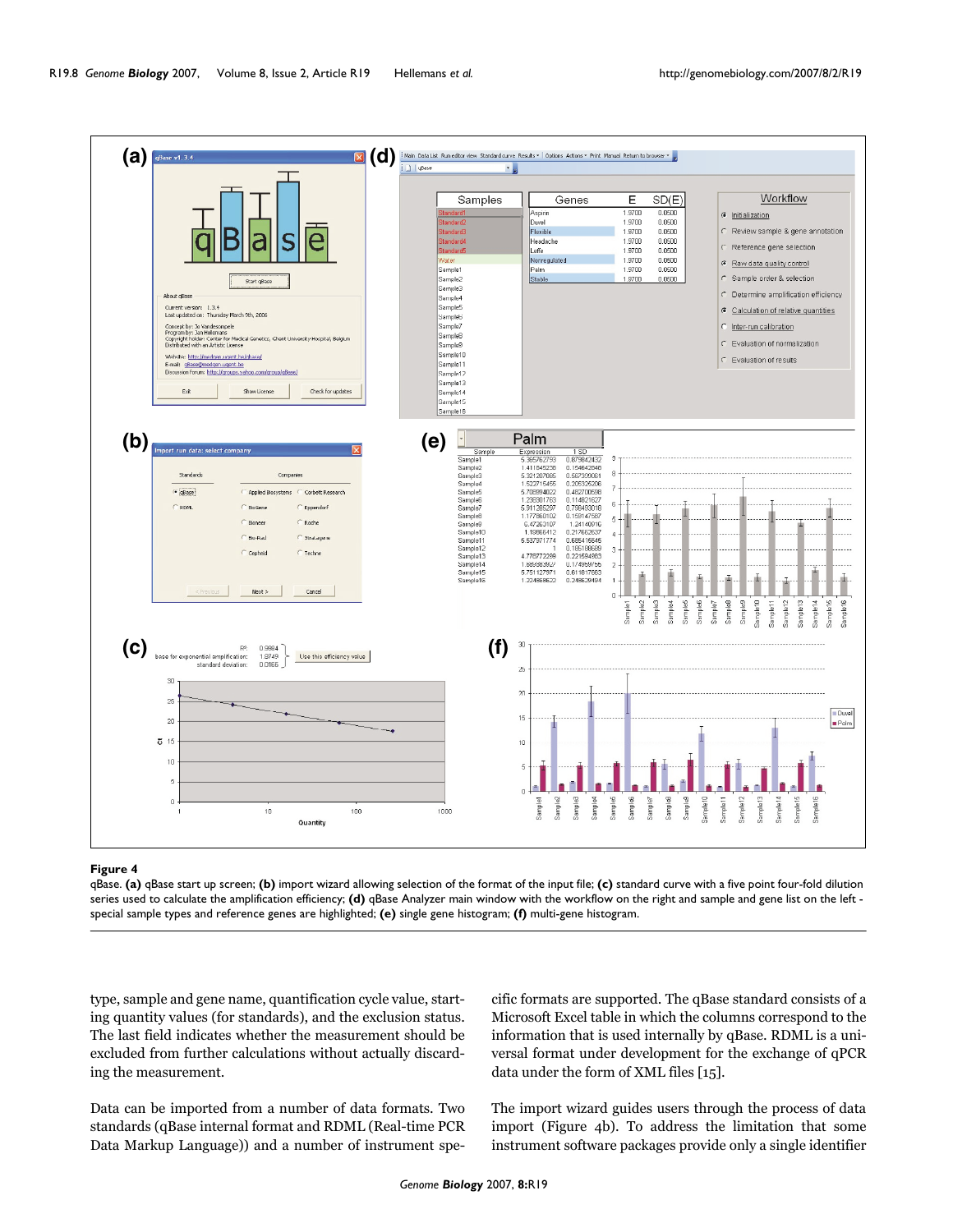**Figure 4**

qBase. **(a)** qBase start up screen; **(b)** import wizard allowing selection of the format of the input file; **(c)** standard curve with a five point four-fold dilution series used to calculate the amplification efficiency; **(d)** qBase Analyzer main window with the workflow on the right and sample and gene list on the left - special sample types and reference genes are highlighted; **(e)** single gene histogram; **(f)** multi-gene histogram.

type, sample and gene name, quantification cycle value, starting quantity values (for standards), and the exclusion status. The last field indicates whether the measurement should be excluded from further calculations without actually discarding the measurement.

Data can be imported from a number of data formats. Two standards (qBase internal format and RDML (Real-time PCR Data Markup Language)) and a number of instrument specific formats are supported. The qBase standard consists of a Microsoft Excel table in which the columns correspond to the information that is used internally by qBase. RDML is a universal format under development for the exchange of qPCR data under the form of XML files [15].

The import wizard guides users through the process of data import (Figure 4b). To address the limitation that some instrument software packages provide only a single identifier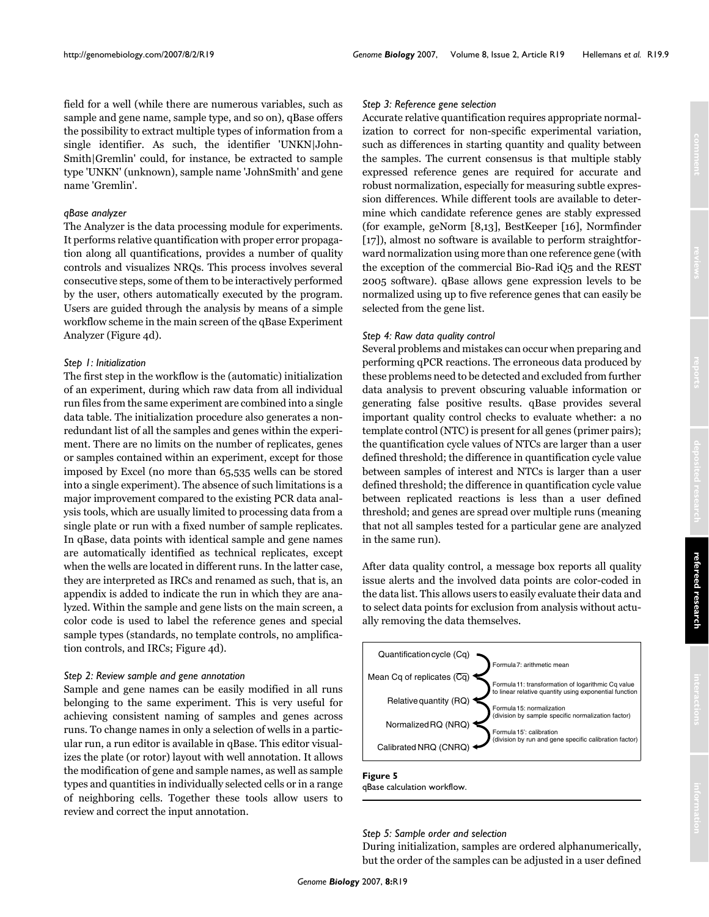field for a well (while there are numerous variables, such as sample and gene name, sample type, and so on), qBase offers the possibility to extract multiple types of information from a single identifier. As such, the identifier 'UNKN|JohnSmith|Gremlin' could, for instance, be extracted to sample type 'UNKN' (unknown), sample name 'JohnSmith' and gene name 'Gremlin'.

*qBase analyzer*

The Analyzer is the data processing module for experiments. It performs relative quantification with proper error propagation along all quantifications, provides a number of quality controls and visualizes NRQs. This process involves several consecutive steps, some of them to be interactively performed by the user, others automatically executed by the program. Users are guided through the analysis by means of a simple workflow scheme in the main screen of the qBase Experiment Analyzer (Figure 4d).

*Step 1: Initialization*

The first step in the workflow is the (automatic) initialization of an experiment, during which raw data from all individual run files from the same experiment are combined into a single data table. The initialization procedure also generates a non-redundant list of all the samples and genes within the experiment. There are no limits on the number of replicates, genes or samples contained within an experiment, except for those imposed by Excel (no more than 65,535 wells can be stored into a single experiment). The absence of such limitations is a major improvement compared to the existing PCR data analysis tools, which are usually limited to processing data from a single plate or run with a fixed number of sample replicates. In qBase, data points with identical sample and gene names are automatically identified as technical replicates, except when the wells are located in different runs. In the latter case, they are interpreted as IRCs and renamed as such, that is, an appendix is added to indicate the run in which they are analyzed. Within the sample and gene lists on the main screen, a color code is used to label the reference genes and special sample types (standards, no template controls, no amplification controls, and IRCs; Figure 4d).

*Step 2: Review sample and gene annotation*

Sample and gene names can be easily modified in all runs belonging to the same experiment. This is very useful for achieving consistent naming of samples and genes across runs. To change names in only a selection of wells in a particular run, a run editor is available in qBase. This editor visualizes the plate (or rotor) layout with well annotation. It allows the modification of gene and sample names, as well as sample types and quantities in individually selected cells or in a range of neighboring cells. Together these tools allow users to review and correct the input annotation.

*Step 3: Reference gene selection*

Accurate relative quantification requires appropriate normalization to correct for non-specific experimental variation, such as differences in starting quantity and quality between the samples. The current consensus is that multiple stably expressed reference genes are required for accurate and robust normalization, especially for measuring subtle expression differences. While different tools are available to determine which candidate reference genes are stably expressed (for example, geNorm [8,13], BestKeeper [16], Normfinder [17]), almost no software is available to perform straightforward normalization using more than one reference gene (with the exception of the commercial Bio-Rad iQ5 and the REST 2005 software). qBase allows gene expression levels to be normalized using up to five reference genes that can easily be selected from the gene list.

*Step 4: Raw data quality control*

Several problems and mistakes can occur when preparing and performing qPCR reactions. The erroneous data produced by these problems need to be detected and excluded from further data analysis to prevent obscuring valuable information or generating false positive results. qBase provides several important quality control checks to evaluate whether: a no template control (NTC) is present for all genes (primer pairs); the quantification cycle values of NTCs are larger than a user defined threshold; the difference in quantification cycle value between samples of interest and NTCs is larger than a user defined threshold; the difference in quantification cycle value between replicated reactions is less than a user defined threshold; and genes are spread over multiple runs (meaning that not all samples tested for a particular gene are analyzed in the same run).

After data quality control, a message box reports all quality issue alerts and the involved data points are color-coded in the data list. This allows users to easily evaluate their data and to select data points for exclusion from analysis without actually removing the data themselves.

Quantification cycle (Cq)
→ Formula 7: arithmetic mean
Mean Cq of replicates ($\overline{Cq}$)
→ Formula 11: transformation of logarithmic Cq value to linear relative quantity using exponential function
Relative quantity (RQ)
→ Formula 15: normalization (division by sample specific normalization factor)
Normalized RQ (NRQ)
→ Formula 15': calibration (division by run and gene specific calibration factor)
Calibrated NRQ (CNRQ)

**Figure 5**
qBase calculation workflow.

*Step 5: Sample order and selection*

During initialization, samples are ordered alphanumerically, but the order of the samples can be adjusted in a user defined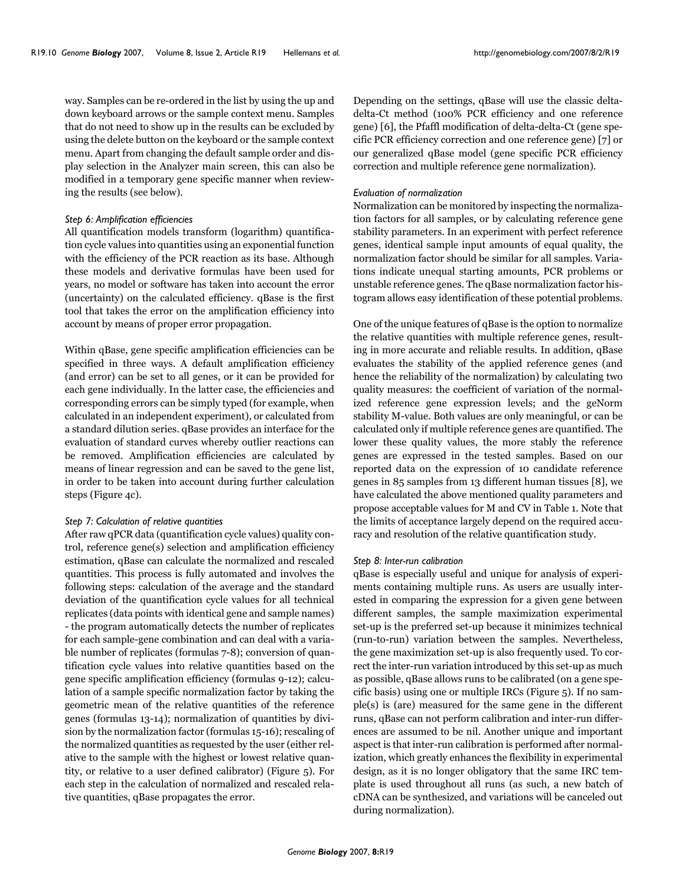way. Samples can be re-ordered in the list by using the up and down keyboard arrows or the sample context menu. Samples that do not need to show up in the results can be excluded by using the delete button on the keyboard or the sample context menu. Apart from changing the default sample order and display selection in the Analyzer main screen, this can also be modified in a temporary gene specific manner when reviewing the results (see below).

#### *Step 6: Amplification efficiencies*

All quantification models transform (logarithm) quantification cycle values into quantities using an exponential function with the efficiency of the PCR reaction as its base. Although these models and derivative formulas have been used for years, no model or software has taken into account the error (uncertainty) on the calculated efficiency. qBase is the first tool that takes the error on the amplification efficiency into account by means of proper error propagation.

Within qBase, gene specific amplification efficiencies can be specified in three ways. A default amplification efficiency (and error) can be set to all genes, or it can be provided for each gene individually. In the latter case, the efficiencies and corresponding errors can be simply typed (for example, when calculated in an independent experiment), or calculated from a standard dilution series. qBase provides an interface for the evaluation of standard curves whereby outlier reactions can be removed. Amplification efficiencies are calculated by means of linear regression and can be saved to the gene list, in order to be taken into account during further calculation steps (Figure 4c).

#### *Step 7: Calculation of relative quantities*

After raw qPCR data (quantification cycle values) quality control, reference gene(s) selection and amplification efficiency estimation, qBase can calculate the normalized and rescaled quantities. This process is fully automated and involves the following steps: calculation of the average and the standard deviation of the quantification cycle values for all technical replicates (data points with identical gene and sample names) - the program automatically detects the number of replicates for each sample-gene combination and can deal with a variable number of replicates (formulas 7-8); conversion of quantification cycle values into relative quantities based on the gene specific amplification efficiency (formulas 9-12); calculation of a sample specific normalization factor by taking the geometric mean of the relative quantities of the reference genes (formulas 13-14); normalization of quantities by division by the normalization factor (formulas 15-16); rescaling of the normalized quantities as requested by the user (either relative to the sample with the highest or lowest relative quantity, or relative to a user defined calibrator) (Figure 5). For each step in the calculation of normalized and rescaled relative quantities, qBase propagates the error.

Depending on the settings, qBase will use the classic delta-delta-Ct method (100% PCR efficiency and one reference gene) [6], the Pfaffl modification of delta-delta-Ct (gene specific PCR efficiency correction and one reference gene) [7] or our generalized qBase model (gene specific PCR efficiency correction and multiple reference gene normalization).

#### *Evaluation of normalization*

Normalization can be monitored by inspecting the normalization factors for all samples, or by calculating reference gene stability parameters. In an experiment with perfect reference genes, identical sample input amounts of equal quality, the normalization factor should be similar for all samples. Variations indicate unequal starting amounts, PCR problems or unstable reference genes. The qBase normalization factor histogram allows easy identification of these potential problems.

One of the unique features of qBase is the option to normalize the relative quantities with multiple reference genes, resulting in more accurate and reliable results. In addition, qBase evaluates the stability of the applied reference genes (and hence the reliability of the normalization) by calculating two quality measures: the coefficient of variation of the normalized reference gene expression levels; and the geNorm stability M-value. Both values are only meaningful, or can be calculated only if multiple reference genes are quantified. The lower these quality values, the more stably the reference genes are expressed in the tested samples. Based on our reported data on the expression of 10 candidate reference genes in 85 samples from 13 different human tissues [8], we have calculated the above mentioned quality parameters and propose acceptable values for M and CV in Table 1. Note that the limits of acceptance largely depend on the required accuracy and resolution of the relative quantification study.

#### *Step 8: Inter-run calibration*

qBase is especially useful and unique for analysis of experiments containing multiple runs. As users are usually interested in comparing the expression for a given gene between different samples, the sample maximization experimental set-up is the preferred set-up because it minimizes technical (run-to-run) variation between the samples. Nevertheless, the gene maximization set-up is also frequently used. To correct the inter-run variation introduced by this set-up as much as possible, qBase allows runs to be calibrated (on a gene specific basis) using one or multiple IRCs (Figure 5). If no sample(s) is (are) measured for the same gene in the different runs, qBase can not perform calibration and inter-run differences are assumed to be nil. Another unique and important aspect is that inter-run calibration is performed after normalization, which greatly enhances the flexibility in experimental design, as it is no longer obligatory that the same IRC template is used throughout all runs (as such, a new batch of cDNA can be synthesized, and variations will be canceled out during normalization).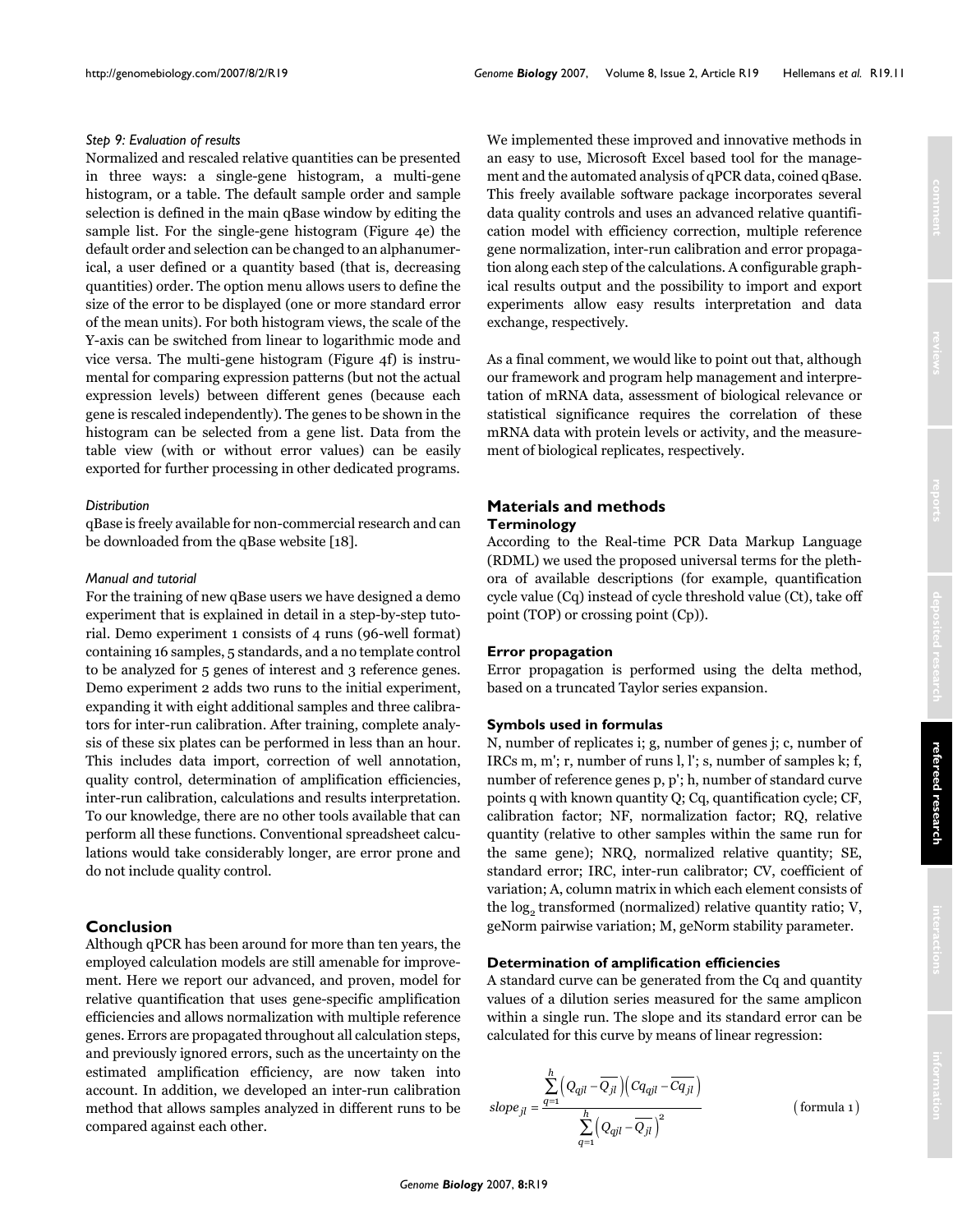*Step 9: Evaluation of results*

Normalized and rescaled relative quantities can be presented in three ways: a single-gene histogram, a multi-gene histogram, or a table. The default sample order and sample selection is defined in the main qBase window by editing the sample list. For the single-gene histogram (Figure 4e) the default order and selection can be changed to an alphanumerical, a user defined or a quantity based (that is, decreasing quantities) order. The option menu allows users to define the size of the error to be displayed (one or more standard error of the mean units). For both histogram views, the scale of the Y-axis can be switched from linear to logarithmic mode and vice versa. The multi-gene histogram (Figure 4f) is instrumental for comparing expression patterns (but not the actual expression levels) between different genes (because each gene is rescaled independently). The genes to be shown in the histogram can be selected from a gene list. Data from the table view (with or without error values) can be easily exported for further processing in other dedicated programs.

*Distribution*

qBase is freely available for non-commercial research and can be downloaded from the qBase website [18].

*Manual and tutorial*

For the training of new qBase users we have designed a demo experiment that is explained in detail in a step-by-step tutorial. Demo experiment 1 consists of 4 runs (96-well format) containing 16 samples, 5 standards, and a no template control to be analyzed for 5 genes of interest and 3 reference genes. Demo experiment 2 adds two runs to the initial experiment, expanding it with eight additional samples and three calibrators for inter-run calibration. After training, complete analysis of these six plates can be performed in less than an hour. This includes data import, correction of well annotation, quality control, determination of amplification efficiencies, inter-run calibration, calculations and results interpretation. To our knowledge, there are no other tools available that can perform all these functions. Conventional spreadsheet calculations would take considerably longer, are error prone and do not include quality control.

## Conclusion

Although qPCR has been around for more than ten years, the employed calculation models are still amenable for improvement. Here we report our advanced, and proven, model for relative quantification that uses gene-specific amplification efficiencies and allows normalization with multiple reference genes. Errors are propagated throughout all calculation steps, and previously ignored errors, such as the uncertainty on the estimated amplification efficiency, are now taken into account. In addition, we developed an inter-run calibration method that allows samples analyzed in different runs to be compared against each other.

We implemented these improved and innovative methods in an easy to use, Microsoft Excel based tool for the management and the automated analysis of qPCR data, coined qBase. This freely available software package incorporates several data quality controls and uses an advanced relative quantification model with efficiency correction, multiple reference gene normalization, inter-run calibration and error propagation along each step of the calculations. A configurable graphical results output and the possibility to import and export experiments allow easy results interpretation and data exchange, respectively.

As a final comment, we would like to point out that, although our framework and program help management and interpretation of mRNA data, assessment of biological relevance or statistical significance requires the correlation of these mRNA data with protein levels or activity, and the measurement of biological replicates, respectively.

## Materials and methods

### Terminology

According to the Real-time PCR Data Markup Language (RDML) we used the proposed universal terms for the plethora of available descriptions (for example, quantification cycle value (Cq) instead of cycle threshold value (Ct), take off point (TOP) or crossing point (Cp)).

### Error propagation

Error propagation is performed using the delta method, based on a truncated Taylor series expansion.

### Symbols used in formulas

N, number of replicates i; g, number of genes j; c, number of IRCs m, m'; r, number of runs l, l'; s, number of samples k; f, number of reference genes p, p'; h, number of standard curve points q with known quantity Q; Cq, quantification cycle; CF, calibration factor; NF, normalization factor; RQ, relative quantity (relative to other samples within the same run for the same gene); NRQ, normalized relative quantity; SE, standard error; IRC, inter-run calibrator; CV, coefficient of variation; A, column matrix in which each element consists of the $\log_2$ transformed (normalized) relative quantity ratio; V, geNorm pairwise variation; M, geNorm stability parameter.

### Determination of amplification efficiencies

A standard curve can be generated from the Cq and quantity values of a dilution series measured for the same amplicon within a single run. The slope and its standard error can be calculated for this curve by means of linear regression:

$$slope_{jl} = \frac{\sum_{q=1}^{h}\left(Q_{qjl} - \overline{Q_{jl}}\right)\left(Cq_{qjl} - \overline{Cq_{jl}}\right)}{\sum_{q=1}^{h}\left(Q_{qjl} - \overline{Q_{jl}}\right)^2} \qquad \text{(formula 1)}$$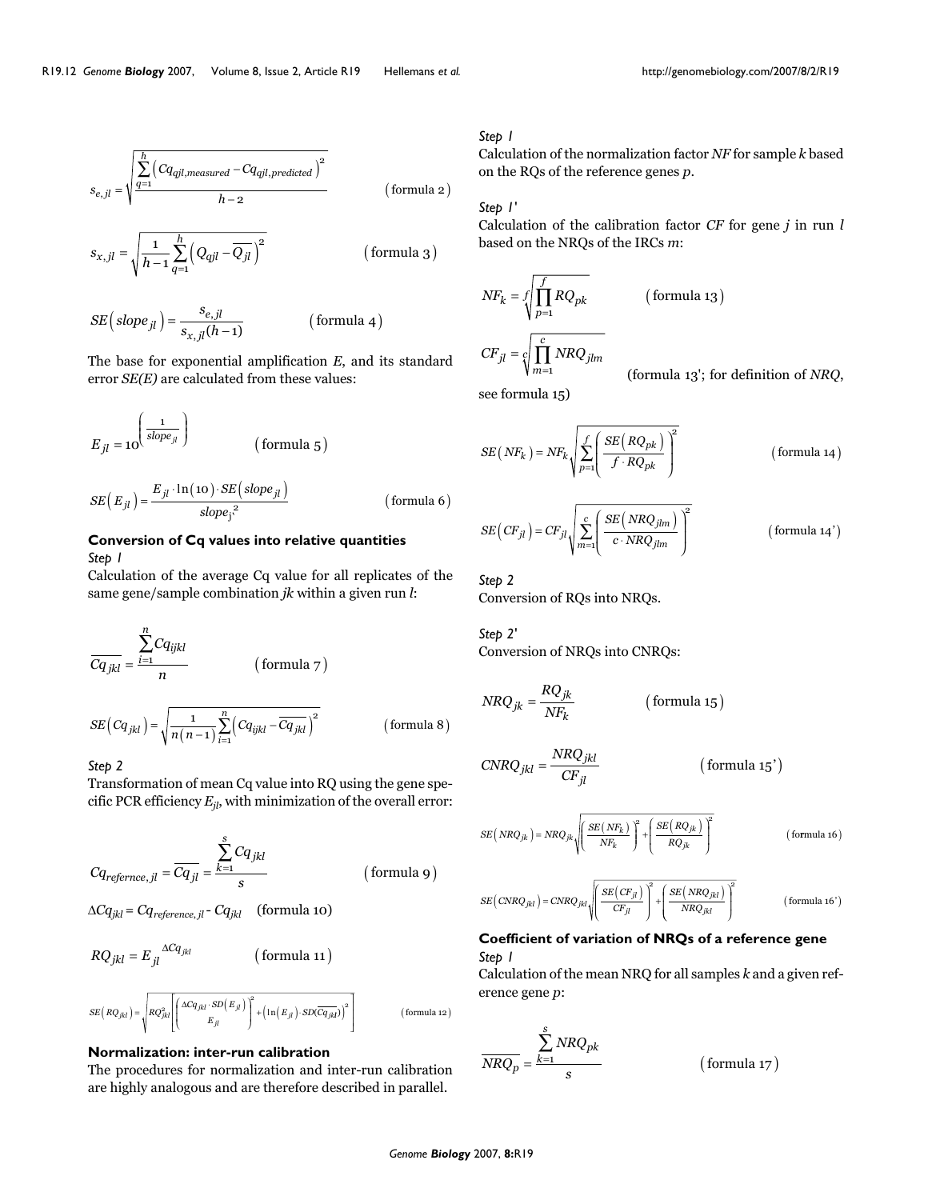$$s_{e,jl} = \sqrt{\frac{\sum_{q=1}^{h} \left( Cq_{qjl,measured} - Cq_{qjl,predicted} \right)^2}{h-2}} \quad \text{(formula 2)}$$

$$s_{x,jl} = \sqrt{\frac{1}{h-1} \sum_{q=1}^{h} \left( Q_{qjl} - \overline{Q_{jl}} \right)^2} \quad \text{(formula 3)}$$

$$SE\left(slope_{jl}\right) = \frac{s_{e,jl}}{s_{x,jl}(h-1)} \quad \text{(formula 4)}$$

The base for exponential amplification $E$, and its standard error $SE(E)$ are calculated from these values:

$$E_{jl} = 10^{\left(\frac{1}{slope_{jl}}\right)} \quad \text{(formula 5)}$$

$$SE\left(E_{jl}\right) = \frac{E_{jl} \cdot \ln(10) \cdot SE\left(slope_{jl}\right)}{slope_{j}^{2}} \quad \text{(formula 6)}$$

### Conversion of Cq values into relative quantities

*Step 1*

Calculation of the average Cq value for all replicates of the same gene/sample combination $jk$ within a given run $l$:

$$\overline{Cq_{jkl}} = \frac{\sum_{i=1}^{n} Cq_{ijkl}}{n} \quad \text{(formula 7)}$$

$$SE\left(Cq_{jkl}\right) = \sqrt{\frac{1}{n(n-1)} \sum_{i=1}^{n} \left( Cq_{ijkl} - \overline{Cq_{jkl}} \right)^2} \quad \text{(formula 8)}$$

*Step 2*

Transformation of mean Cq value into RQ using the gene specific PCR efficiency $E_{jl}$, with minimization of the overall error:

$$Cq_{refernce,jl} = \overline{Cq_{jl}} = \frac{\sum_{k=1}^{s} Cq_{jkl}}{s} \quad \text{(formula 9)}$$

$$\Delta Cq_{jkl} = Cq_{reference,jl} - Cq_{jkl} \quad \text{(formula 10)}$$

$$RQ_{jkl} = E_{jl}^{\ \Delta Cq_{jkl}} \quad \text{(formula 11)}$$

$$SE\left(RQ_{jkl}\right) = \sqrt{RQ_{jkl}^{2}\left[\left(\frac{\Delta Cq_{jkl} \cdot SD\left(E_{jl}\right)}{E_{jl}}\right)^2 + \left(\ln\left(E_{jl}\right) \cdot SD\left(\overline{Cq_{jkl}}\right)\right)^2\right]} \quad \text{(formula 12)}$$

### Normalization: inter-run calibration

The procedures for normalization and inter-run calibration are highly analogous and are therefore described in parallel.

*Step 1*

Calculation of the normalization factor $NF$ for sample $k$ based on the RQs of the reference genes $p$.

*Step 1'*

Calculation of the calibration factor $CF$ for gene $j$ in run $l$ based on the NRQs of the IRCs $m$:

$$NF_k = \sqrt[f]{\prod_{p=1}^{f} RQ_{pk}} \quad \text{(formula 13)}$$

$$CF_{jl} = \sqrt[c]{\prod_{m=1}^{c} NRQ_{jlm}}$$

(formula 13'; for definition of $NRQ$, see formula 15)

$$SE\left(NF_k\right) = NF_k \sqrt{\sum_{p=1}^{f} \left( \frac{SE\left(RQ_{pk}\right)}{f \cdot RQ_{pk}} \right)^2} \quad \text{(formula 14)}$$

$$SE\left(CF_{jl}\right) = CF_{jl} \sqrt{\sum_{m=1}^{c} \left( \frac{SE\left(NRQ_{jlm}\right)}{c \cdot NRQ_{jlm}} \right)^2} \quad \text{(formula 14')}$$

*Step 2*

Conversion of RQs into NRQs.

*Step 2'*

Conversion of NRQs into CNRQs:

$$NRQ_{jk} = \frac{RQ_{jk}}{NF_k} \quad \text{(formula 15)}$$

$$CNRQ_{jkl} = \frac{NRQ_{jkl}}{CF_{jl}} \quad \text{(formula 15')}$$

$$SE\left(NRQ_{jk}\right) = NRQ_{jk} \sqrt{\left(\frac{SE\left(NF_k\right)}{NF_k}\right)^2 + \left(\frac{SE\left(RQ_{jk}\right)}{RQ_{jk}}\right)^2} \quad \text{(formula 16)}$$

$$SE\left(CNRQ_{jkl}\right) = CNRQ_{jkl} \sqrt{\left(\frac{SE\left(CF_{jl}\right)}{CF_{jl}}\right)^2 + \left(\frac{SE\left(NRQ_{jkl}\right)}{NRQ_{jkl}}\right)^2} \quad \text{(formula 16')}$$

### Coefficient of variation of NRQs of a reference gene

*Step 1*

Calculation of the mean NRQ for all samples $k$ and a given reference gene $p$:

$$\overline{NRQ_p} = \frac{\sum_{k=1}^{s} NRQ_{pk}}{s} \quad \text{(formula 17)}$$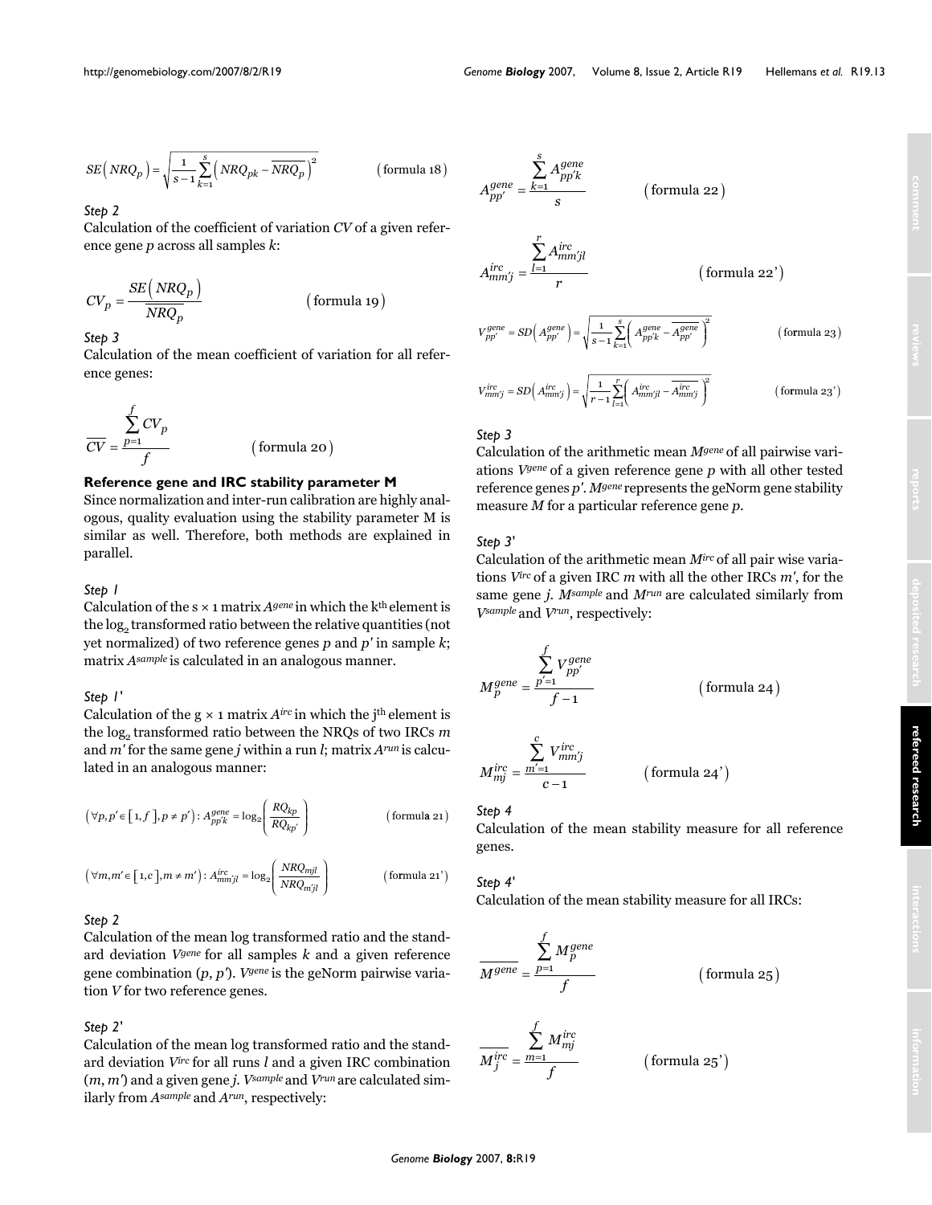$$SE\left(NRQ_p\right) = \sqrt{\frac{1}{s-1}\sum_{k=1}^{s}\left(NRQ_{pk} - \overline{NRQ_p}\right)^2} \qquad \text{(formula 18)}$$

*Step 2*

Calculation of the coefficient of variation $CV$ of a given reference gene $p$ across all samples $k$:

$$CV_p = \frac{SE\left(NRQ_p\right)}{\overline{NRQ_p}} \qquad \text{(formula 19)}$$

*Step 3*

Calculation of the mean coefficient of variation for all reference genes:

$$\overline{CV} = \frac{\sum_{p=1}^{f} CV_p}{f} \qquad \text{(formula 20)}$$

### Reference gene and IRC stability parameter M

Since normalization and inter-run calibration are highly analogous, quality evaluation using the stability parameter M is similar as well. Therefore, both methods are explained in parallel.

*Step 1*

Calculation of the s × 1 matrix $A^{gene}$ in which the k[th] element is the $\log_2$ transformed ratio between the relative quantities (not yet normalized) of two reference genes $p$ and $p'$ in sample $k$; matrix $A^{sample}$ is calculated in an analogous manner.

*Step 1'*

Calculation of the g × 1 matrix $A^{irc}$ in which the j[th] element is the $\log_2$ transformed ratio between the NRQs of two IRCs $m$ and $m'$ for the same gene $j$ within a run $l$; matrix $A^{run}$ is calculated in an analogous manner:

$$\left(\forall p, p' \in \left[1, f\right], p \neq p'\right): A^{gene}_{pp'k} = \log_2\left(\frac{RQ_{kp}}{RQ_{kp'}}\right) \qquad \text{(formula 21)}$$

$$\left(\forall m, m' \in \left[1, c\right], m \neq m'\right): A^{irc}_{mm'jl} = \log_2\left(\frac{NRQ_{mjl}}{NRQ_{m'jl}}\right) \qquad \text{(formula 21')}$$

*Step 2*

Calculation of the mean log transformed ratio and the standard deviation $V^{gene}$ for all samples $k$ and a given reference gene combination $(p, p')$. $V^{gene}$ is the geNorm pairwise variation $V$ for two reference genes.

*Step 2'*

Calculation of the mean log transformed ratio and the standard deviation $V^{irc}$ for all runs $l$ and a given IRC combination $(m, m')$ and a given gene $j$. $V^{sample}$ and $V^{run}$ are calculated similarly from $A^{sample}$ and $A^{run}$, respectively:

$$A^{gene}_{pp'} = \frac{\sum_{k=1}^{s} A^{gene}_{pp'k}}{s} \qquad \text{(formula 22)}$$

$$A^{irc}_{mm'j} = \frac{\sum_{l=1}^{r} A^{irc}_{mm'jl}}{r} \qquad \text{(formula 22')}$$

$$V^{gene}_{pp'} = SD\left(A^{gene}_{pp'}\right) = \sqrt{\frac{1}{s-1}\sum_{k=1}^{s}\left(A^{gene}_{pp'k} - \overline{A^{gene}_{pp'}}\right)^2} \qquad \text{(formula 23)}$$

$$V^{irc}_{mm'j} = SD\left(A^{irc}_{mm'j}\right) = \sqrt{\frac{1}{r-1}\sum_{l=1}^{r}\left(A^{irc}_{mm'jl} - \overline{A^{irc}_{mm'j}}\right)^2} \qquad \text{(formula 23')}$$

*Step 3*

Calculation of the arithmetic mean $M^{gene}$ of all pairwise variations $V^{gene}$ of a given reference gene $p$ with all other tested reference genes $p'$. $M^{gene}$ represents the geNorm gene stability measure $M$ for a particular reference gene $p$.

*Step 3'*

Calculation of the arithmetic mean $M^{irc}$ of all pair wise variations $V^{irc}$ of a given IRC $m$ with all the other IRCs $m'$, for the same gene $j$. $M^{sample}$ and $M^{run}$ are calculated similarly from $V^{sample}$ and $V^{run}$, respectively:

$$M^{gene}_p = \frac{\sum_{p'=1}^{f} V^{gene}_{pp'}}{f-1} \qquad \text{(formula 24)}$$

$$M^{irc}_{mj} = \frac{\sum_{m'=1}^{c} V^{irc}_{mm'j}}{c-1} \qquad \text{(formula 24')}$$

*Step 4*

Calculation of the mean stability measure for all reference genes.

*Step 4'*

Calculation of the mean stability measure for all IRCs:

$$\overline{M^{gene}} = \frac{\sum_{p=1}^{f} M^{gene}_p}{f} \qquad \text{(formula 25)}$$

$$\overline{M^{irc}_j} = \frac{\sum_{m=1}^{f} M^{irc}_{mj}}{f} \qquad \text{(formula 25')}$$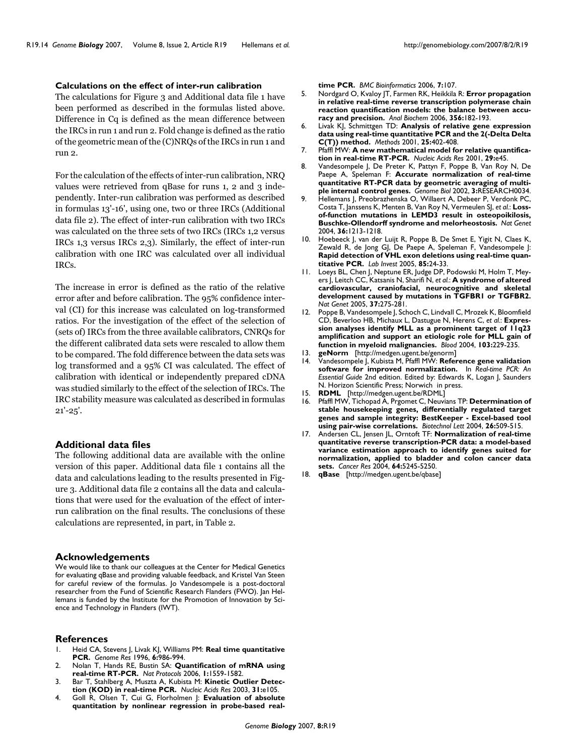### Calculations on the effect of inter-run calibration

The calculations for Figure 3 and Additional data file 1 have been performed as described in the formulas listed above. Difference in Cq is defined as the mean difference between the IRCs in run 1 and run 2. Fold change is defined as the ratio of the geometric mean of the (C)NRQs of the IRCs in run 1 and run 2.

For the calculation of the effects of inter-run calibration, NRQ values were retrieved from qBase for runs 1, 2 and 3 independently. Inter-run calibration was performed as described in formulas 13'-16', using one, two or three IRCs (Additional data file 2). The effect of inter-run calibration with two IRCs was calculated on the three sets of two IRCs (IRCs 1,2 versus IRCs 1,3 versus IRCs 2,3). Similarly, the effect of inter-run calibration with one IRC was calculated over all individual IRCs.

The increase in error is defined as the ratio of the relative error after and before calibration. The 95% confidence interval (CI) for this increase was calculated on log-transformed ratios. For the investigation of the effect of the selection of (sets of) IRCs from the three available calibrators, CNRQs for the different calibrated data sets were rescaled to allow them to be compared. The fold difference between the data sets was log transformed and a 95% CI was calculated. The effect of calibration with identical or independently prepared cDNA was studied similarly to the effect of the selection of IRCs. The IRC stability measure was calculated as described in formulas 21'-25'.

## Additional data files

The following additional data are available with the online version of this paper. Additional data file 1 contains all the data and calculations leading to the results presented in Figure 3. Additional data file 2 contains all the data and calculations that were used for the evaluation of the effect of inter-run calibration on the final results. The conclusions of these calculations are represented, in part, in Table 2.

## Acknowledgements

We would like to thank our colleagues at the Center for Medical Genetics for evaluating qBase and providing valuable feedback, and Kristel Van Steen for careful review of the formulas. Jo Vandesompele is a post-doctoral researcher from the Fund of Scientific Research Flanders (FWO). Jan Hellemans is funded by the Institute for the Promotion of Innovation by Science and Technology in Flanders (IWT).

## References

1. Heid CA, Stevens J, Livak KJ, Williams PM: **Real time quantitative PCR.** *Genome Res* 1996, **6:**986-994.
2. Nolan T, Hands RE, Bustin SA: **Quantification of mRNA using real-time RT-PCR.** *Nat Protocols* 2006, **1:**1559-1582.
3. Bar T, Stahlberg A, Muszta A, Kubista M: **Kinetic Outlier Detection (KOD) in real-time PCR.** *Nucleic Acids Res* 2003, **31:**e105.
4. Goll R, Olsen T, Cui G, Florholmen J: **Evaluation of absolute quantitation by nonlinear regression in probe-based real-time PCR.** *BMC Bioinformatics* 2006, **7:**107.
5. Nordgard O, Kvaloy JT, Farmen RK, Heikkila R: **Error propagation in relative real-time reverse transcription polymerase chain reaction quantification models: the balance between accuracy and precision.** *Anal Biochem* 2006, **356:**182-193.
6. Livak KJ, Schmittgen TD: **Analysis of relative gene expression data using real-time quantitative PCR and the 2(-Delta Delta C(T)) method.** *Methods* 2001, **25:**402-408.
7. Pfaffl MW: **A new mathematical model for relative quantification in real-time RT-PCR.** *Nucleic Acids Res* 2001, **29:**e45.
8. Vandesompele J, De Preter K, Pattyn F, Poppe B, Van Roy N, De Paepe A, Speleman F: **Accurate normalization of real-time quantitative RT-PCR data by geometric averaging of multiple internal control genes.** *Genome Biol* 2002, **3:**RESEARCH0034.
9. Hellemans J, Preobrazhenska O, Willaert A, Debeer P, Verdonk PC, Costa T, Janssens K, Menten B, Van Roy N, Vermeulen SJ, *et al.*: **Loss-of-function mutations in LEMD3 result in osteopoikilosis, Buschke-Ollendorff syndrome and melorheostosis.** *Nat Genet* 2004, **36:**1213-1218.
10. Hoebeeck J, van der Luijt R, Poppe B, De Smet E, Yigit N, Claes K, Zewald R, de Jong GJ, De Paepe A, Speleman F, Vandesompele J: **Rapid detection of VHL exon deletions using real-time quantitative PCR.** *Lab Invest* 2005, **85:**24-33.
11. Loeys BL, Chen J, Neptune ER, Judge DP, Podowski M, Holm T, Meyers J, Leitch CC, Katsanis N, Sharifi N, *et al.*: **A syndrome of altered cardiovascular, craniofacial, neurocognitive and skeletal development caused by mutations in TGFBR1 or TGFBR2.** *Nat Genet* 2005, **37:**275-281.
12. Poppe B, Vandesompele J, Schoch C, Lindvall C, Mrozek K, Bloomfield CD, Beverloo HB, Michaux L, Dastugue N, Herens C, *et al.*: **Expression analyses identify MLL as a prominent target of 11q23 amplification and support an etiologic role for MLL gain of function in myeloid malignancies.** *Blood* 2004, **103:**229-235.
13. **geNorm** [http://medgen.ugent.be/genorm]
14. Vandesompele J, Kubista M, Pfaffl MW: **Reference gene validation software for improved normalization.** In *Real-time PCR: An Essential Guide* 2nd edition. Edited by: Edwards K, Logan J, Saunders N. Horizon Scientific Press; Norwich in press.
15. **RDML** [http://medgen.ugent.be/RDML]
16. Pfaffl MW, Tichopad A, Prgomet C, Neuvians TP: **Determination of stable housekeeping genes, differentially regulated target genes and sample integrity: BestKeeper - Excel-based tool using pair-wise correlations.** *Biotechnol Lett* 2004, **26:**509-515.
17. Andersen CL, Jensen JL, Orntoft TF: **Normalization of real-time quantitative reverse transcription-PCR data: a model-based variance estimation approach to identify genes suited for normalization, applied to bladder and colon cancer data sets.** *Cancer Res* 2004, **64:**5245-5250.
18. **qBase** [http://medgen.ugent.be/qbase]